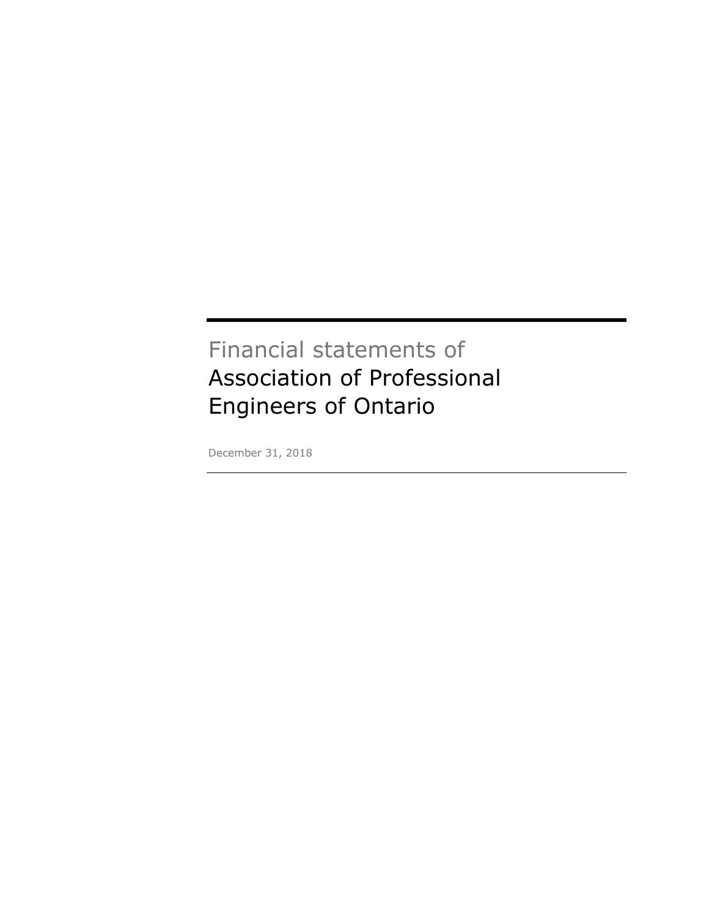Financial statements of

# Association of Professional Engineers of Ontario

December 31, 2018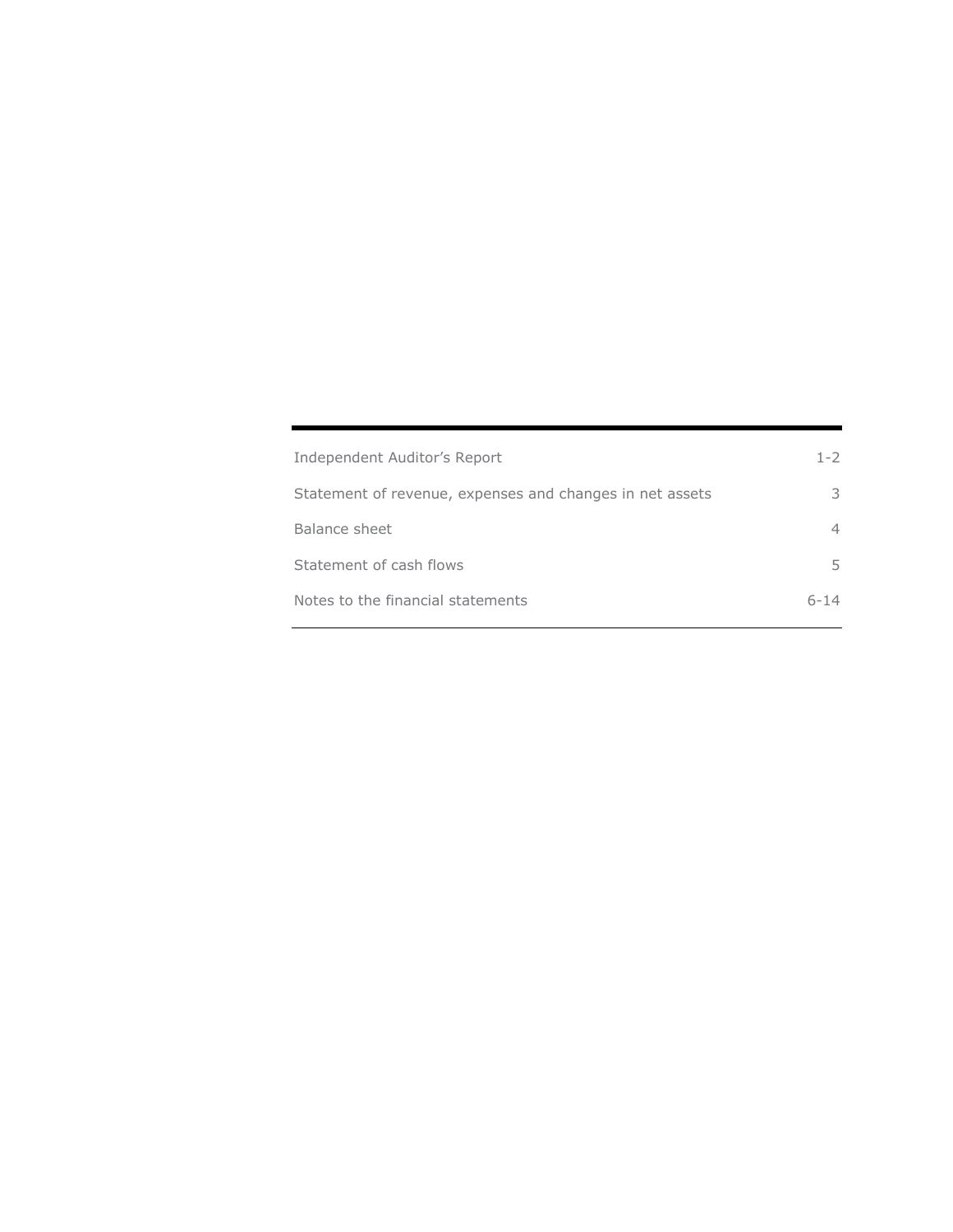| | |
|---|---|
| Independent Auditor's Report | 1-2 |
| Statement of revenue, expenses and changes in net assets | 3 |
| Balance sheet | 4 |
| Statement of cash flows | 5 |
| Notes to the financial statements | 6-14 |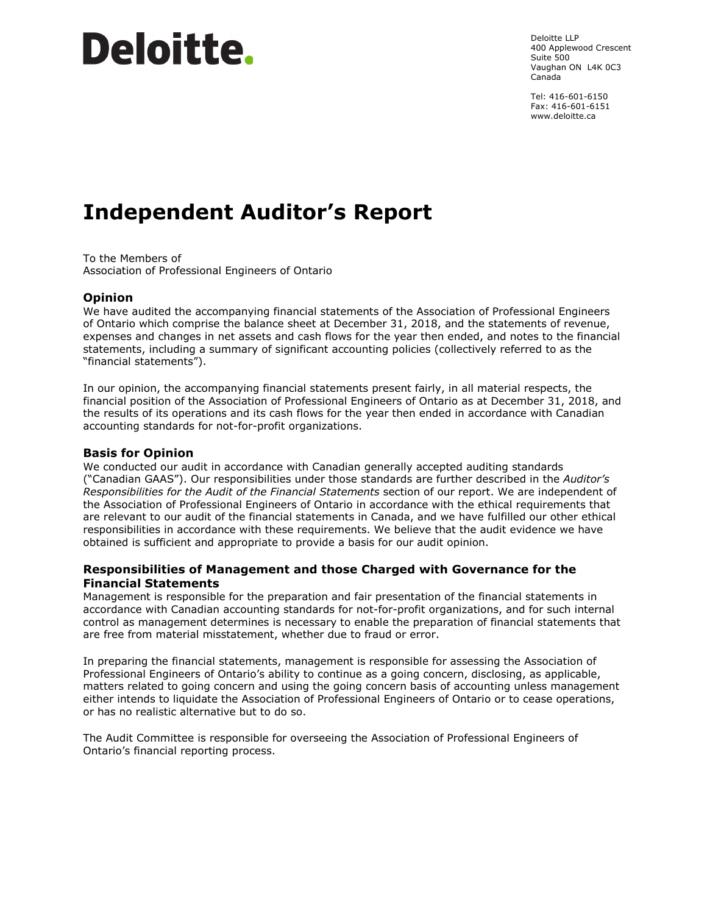Deloitte.

Deloitte LLP
400 Applewood Crescent
Suite 500
Vaughan ON L4K 0C3
Canada

Tel: 416-601-6150
Fax: 416-601-6151
www.deloitte.ca

# Independent Auditor's Report

To the Members of
Association of Professional Engineers of Ontario

## Opinion

We have audited the accompanying financial statements of the Association of Professional Engineers of Ontario which comprise the balance sheet at December 31, 2018, and the statements of revenue, expenses and changes in net assets and cash flows for the year then ended, and notes to the financial statements, including a summary of significant accounting policies (collectively referred to as the "financial statements").

In our opinion, the accompanying financial statements present fairly, in all material respects, the financial position of the Association of Professional Engineers of Ontario as at December 31, 2018, and the results of its operations and its cash flows for the year then ended in accordance with Canadian accounting standards for not-for-profit organizations.

## Basis for Opinion

We conducted our audit in accordance with Canadian generally accepted auditing standards ("Canadian GAAS"). Our responsibilities under those standards are further described in the *Auditor's Responsibilities for the Audit of the Financial Statements* section of our report. We are independent of the Association of Professional Engineers of Ontario in accordance with the ethical requirements that are relevant to our audit of the financial statements in Canada, and we have fulfilled our other ethical responsibilities in accordance with these requirements. We believe that the audit evidence we have obtained is sufficient and appropriate to provide a basis for our audit opinion.

## Responsibilities of Management and those Charged with Governance for the Financial Statements

Management is responsible for the preparation and fair presentation of the financial statements in accordance with Canadian accounting standards for not-for-profit organizations, and for such internal control as management determines is necessary to enable the preparation of financial statements that are free from material misstatement, whether due to fraud or error.

In preparing the financial statements, management is responsible for assessing the Association of Professional Engineers of Ontario's ability to continue as a going concern, disclosing, as applicable, matters related to going concern and using the going concern basis of accounting unless management either intends to liquidate the Association of Professional Engineers of Ontario or to cease operations, or has no realistic alternative but to do so.

The Audit Committee is responsible for overseeing the Association of Professional Engineers of Ontario's financial reporting process.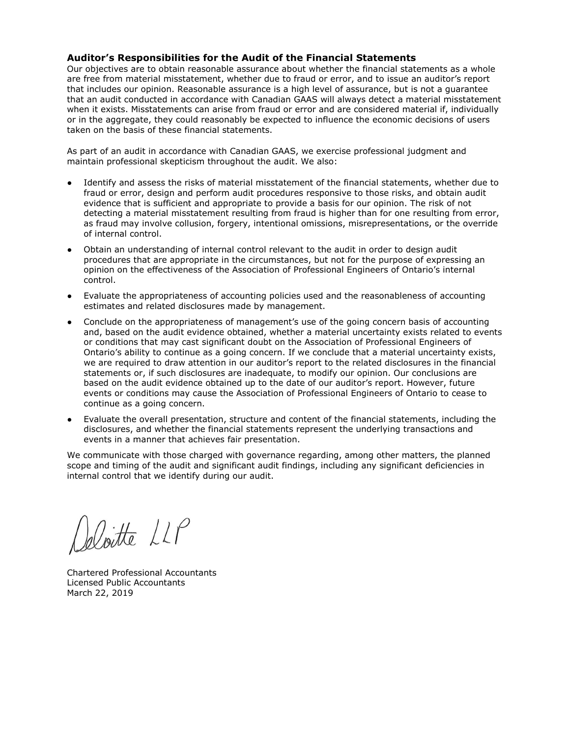### Auditor's Responsibilities for the Audit of the Financial Statements

Our objectives are to obtain reasonable assurance about whether the financial statements as a whole are free from material misstatement, whether due to fraud or error, and to issue an auditor's report that includes our opinion. Reasonable assurance is a high level of assurance, but is not a guarantee that an audit conducted in accordance with Canadian GAAS will always detect a material misstatement when it exists. Misstatements can arise from fraud or error and are considered material if, individually or in the aggregate, they could reasonably be expected to influence the economic decisions of users taken on the basis of these financial statements.

As part of an audit in accordance with Canadian GAAS, we exercise professional judgment and maintain professional skepticism throughout the audit. We also:

- Identify and assess the risks of material misstatement of the financial statements, whether due to fraud or error, design and perform audit procedures responsive to those risks, and obtain audit evidence that is sufficient and appropriate to provide a basis for our opinion. The risk of not detecting a material misstatement resulting from fraud is higher than for one resulting from error, as fraud may involve collusion, forgery, intentional omissions, misrepresentations, or the override of internal control.
- Obtain an understanding of internal control relevant to the audit in order to design audit procedures that are appropriate in the circumstances, but not for the purpose of expressing an opinion on the effectiveness of the Association of Professional Engineers of Ontario's internal control.
- Evaluate the appropriateness of accounting policies used and the reasonableness of accounting estimates and related disclosures made by management.
- Conclude on the appropriateness of management's use of the going concern basis of accounting and, based on the audit evidence obtained, whether a material uncertainty exists related to events or conditions that may cast significant doubt on the Association of Professional Engineers of Ontario's ability to continue as a going concern. If we conclude that a material uncertainty exists, we are required to draw attention in our auditor's report to the related disclosures in the financial statements or, if such disclosures are inadequate, to modify our opinion. Our conclusions are based on the audit evidence obtained up to the date of our auditor's report. However, future events or conditions may cause the Association of Professional Engineers of Ontario to cease to continue as a going concern.
- Evaluate the overall presentation, structure and content of the financial statements, including the disclosures, and whether the financial statements represent the underlying transactions and events in a manner that achieves fair presentation.

We communicate with those charged with governance regarding, among other matters, the planned scope and timing of the audit and significant audit findings, including any significant deficiencies in internal control that we identify during our audit.

Deloitte LLP

Chartered Professional Accountants
Licensed Public Accountants
March 22, 2019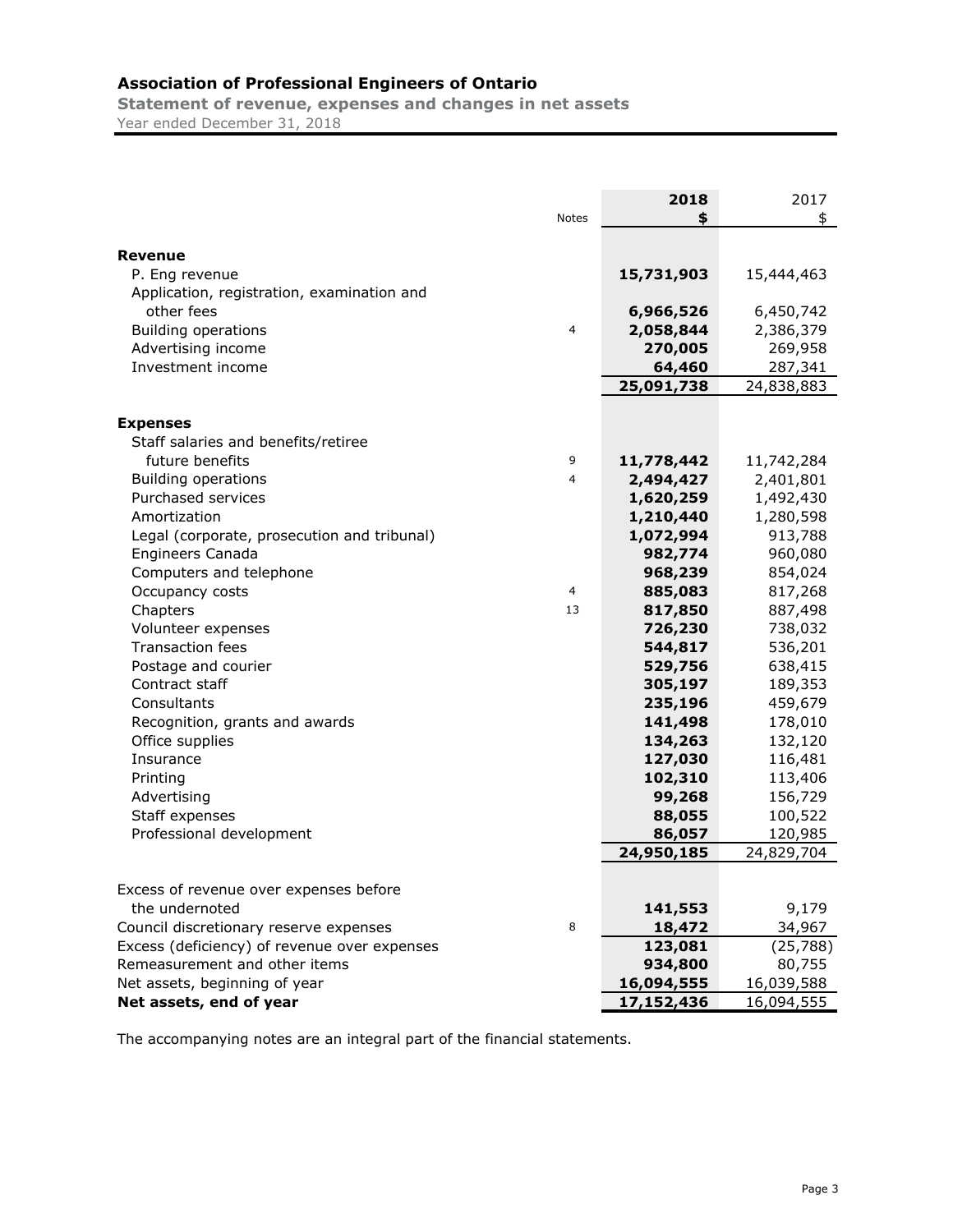# Association of Professional Engineers of Ontario

## Statement of revenue, expenses and changes in net assets

Year ended December 31, 2018

| | Notes | 2018<br>$ | 2017<br>$ |
|---|---|---|---|
| **Revenue** | | | |
| P. Eng revenue | | **15,731,903** | 15,444,463 |
| Application, registration, examination and other fees | | **6,966,526** | 6,450,742 |
| Building operations | 4 | **2,058,844** | 2,386,379 |
| Advertising income | | **270,005** | 269,958 |
| Investment income | | **64,460** | 287,341 |
| | | **25,091,738** | 24,838,883 |
| **Expenses** | | | |
| Staff salaries and benefits/retiree future benefits | 9 | **11,778,442** | 11,742,284 |
| Building operations | 4 | **2,494,427** | 2,401,801 |
| Purchased services | | **1,620,259** | 1,492,430 |
| Amortization | | **1,210,440** | 1,280,598 |
| Legal (corporate, prosecution and tribunal) | | **1,072,994** | 913,788 |
| Engineers Canada | | **982,774** | 960,080 |
| Computers and telephone | | **968,239** | 854,024 |
| Occupancy costs | 4 | **885,083** | 817,268 |
| Chapters | 13 | **817,850** | 887,498 |
| Volunteer expenses | | **726,230** | 738,032 |
| Transaction fees | | **544,817** | 536,201 |
| Postage and courier | | **529,756** | 638,415 |
| Contract staff | | **305,197** | 189,353 |
| Consultants | | **235,196** | 459,679 |
| Recognition, grants and awards | | **141,498** | 178,010 |
| Office supplies | | **134,263** | 132,120 |
| Insurance | | **127,030** | 116,481 |
| Printing | | **102,310** | 113,406 |
| Advertising | | **99,268** | 156,729 |
| Staff expenses | | **88,055** | 100,522 |
| Professional development | | **86,057** | 120,985 |
| | | **24,950,185** | 24,829,704 |
| Excess of revenue over expenses before the undernoted | | **141,553** | 9,179 |
| Council discretionary reserve expenses | 8 | **18,472** | 34,967 |
| Excess (deficiency) of revenue over expenses | | **123,081** | (25,788) |
| Remeasurement and other items | | **934,800** | 80,755 |
| Net assets, beginning of year | | **16,094,555** | 16,039,588 |
| **Net assets, end of year** | | **17,152,436** | 16,094,555 |

The accompanying notes are an integral part of the financial statements.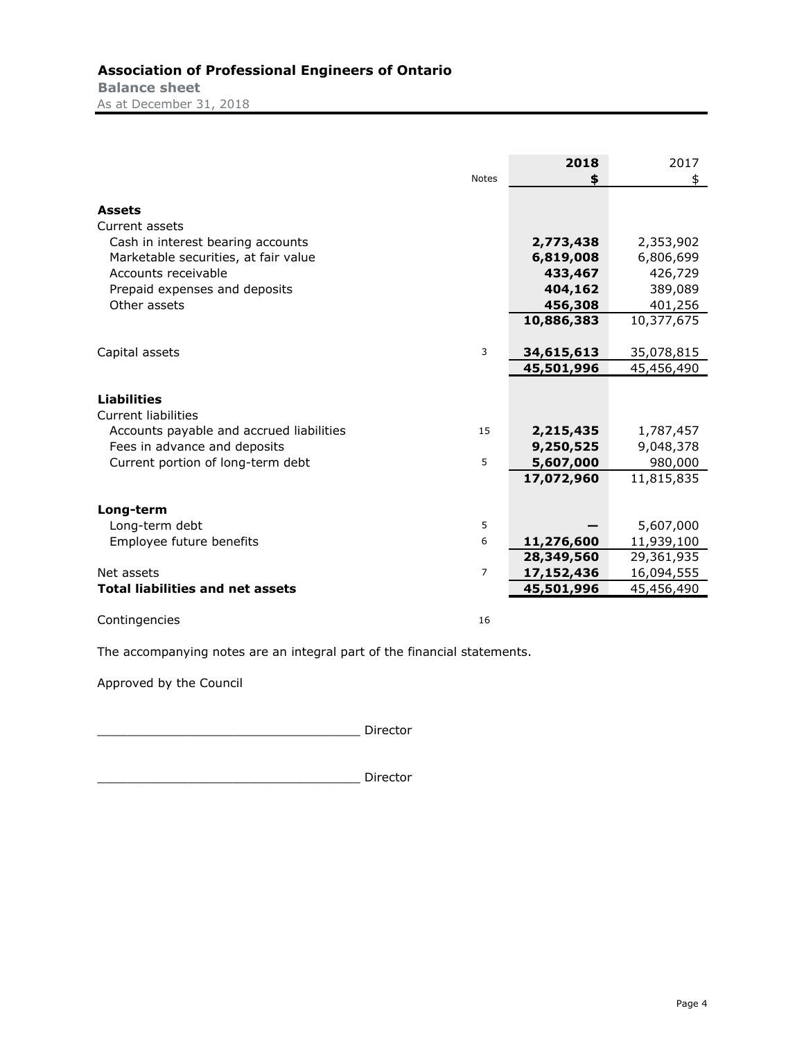# Association of Professional Engineers of Ontario

**Balance sheet**

As at December 31, 2018

| | Notes | 2018 $ | 2017 $ |
|---|---|---|---|
| **Assets** | | | |
| Current assets | | | |
| Cash in interest bearing accounts | | **2,773,438** | 2,353,902 |
| Marketable securities, at fair value | | **6,819,008** | 6,806,699 |
| Accounts receivable | | **433,467** | 426,729 |
| Prepaid expenses and deposits | | **404,162** | 389,089 |
| Other assets | | **456,308** | 401,256 |
| | | **10,886,383** | 10,377,675 |
| Capital assets | 3 | **34,615,613** | 35,078,815 |
| | | **45,501,996** | 45,456,490 |
| **Liabilities** | | | |
| Current liabilities | | | |
| Accounts payable and accrued liabilities | 15 | **2,215,435** | 1,787,457 |
| Fees in advance and deposits | | **9,250,525** | 9,048,378 |
| Current portion of long-term debt | 5 | **5,607,000** | 980,000 |
| | | **17,072,960** | 11,815,835 |
| **Long-term** | | | |
| Long-term debt | 5 | **—** | 5,607,000 |
| Employee future benefits | 6 | **11,276,600** | 11,939,100 |
| | | **28,349,560** | 29,361,935 |
| Net assets | 7 | **17,152,436** | 16,094,555 |
| **Total liabilities and net assets** | | **45,501,996** | 45,456,490 |
| Contingencies | 16 | | |

The accompanying notes are an integral part of the financial statements.

Approved by the Council

___________________________________ Director

___________________________________ Director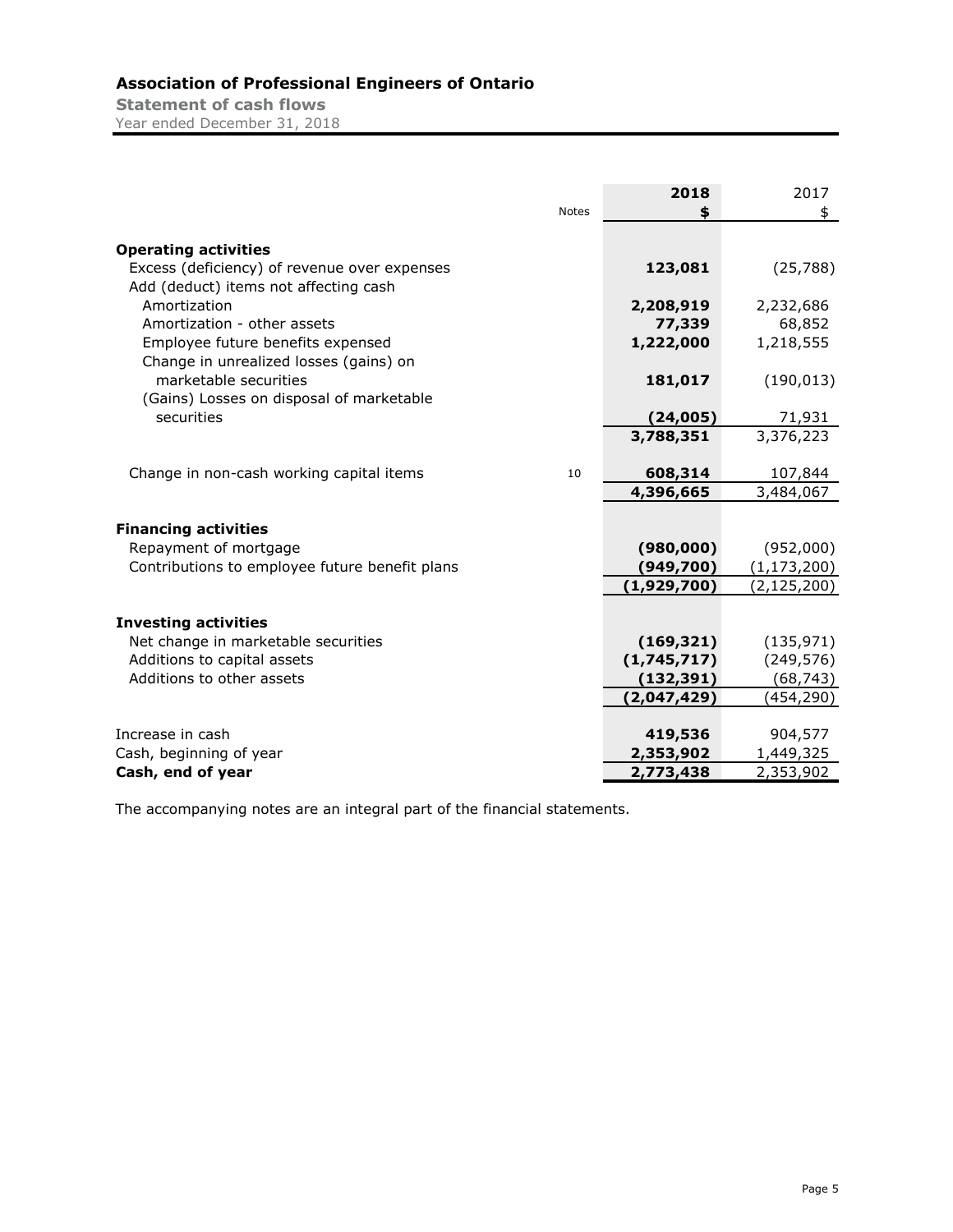# Association of Professional Engineers of Ontario

## Statement of cash flows

Year ended December 31, 2018

| | Notes | 2018 $ | 2017 $ |
|---|---|---|---|
| **Operating activities** | | | |
| Excess (deficiency) of revenue over expenses | | **123,081** | (25,788) |
| Add (deduct) items not affecting cash | | | |
| Amortization | | **2,208,919** | 2,232,686 |
| Amortization - other assets | | **77,339** | 68,852 |
| Employee future benefits expensed | | **1,222,000** | 1,218,555 |
| Change in unrealized losses (gains) on marketable securities | | **181,017** | (190,013) |
| (Gains) Losses on disposal of marketable securities | | **(24,005)** | 71,931 |
| | | **3,788,351** | 3,376,223 |
| Change in non-cash working capital items | 10 | **608,314** | 107,844 |
| | | **4,396,665** | 3,484,067 |
| **Financing activities** | | | |
| Repayment of mortgage | | **(980,000)** | (952,000) |
| Contributions to employee future benefit plans | | **(949,700)** | (1,173,200) |
| | | **(1,929,700)** | (2,125,200) |
| **Investing activities** | | | |
| Net change in marketable securities | | **(169,321)** | (135,971) |
| Additions to capital assets | | **(1,745,717)** | (249,576) |
| Additions to other assets | | **(132,391)** | (68,743) |
| | | **(2,047,429)** | (454,290) |
| Increase in cash | | **419,536** | 904,577 |
| Cash, beginning of year | | **2,353,902** | 1,449,325 |
| **Cash, end of year** | | **2,773,438** | 2,353,902 |

The accompanying notes are an integral part of the financial statements.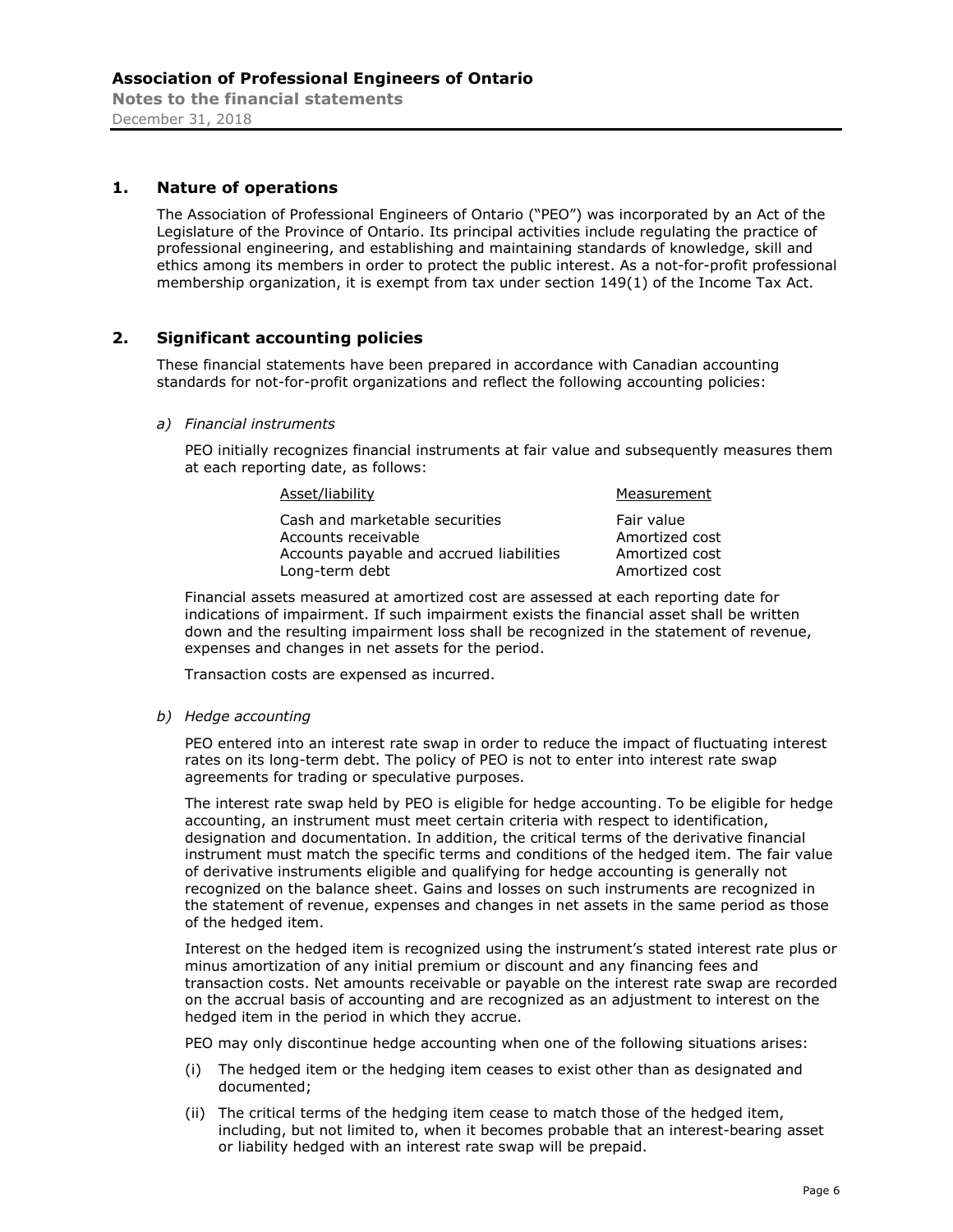## 1. Nature of operations

The Association of Professional Engineers of Ontario ("PEO") was incorporated by an Act of the Legislature of the Province of Ontario. Its principal activities include regulating the practice of professional engineering, and establishing and maintaining standards of knowledge, skill and ethics among its members in order to protect the public interest. As a not-for-profit professional membership organization, it is exempt from tax under section 149(1) of the Income Tax Act.

## 2. Significant accounting policies

These financial statements have been prepared in accordance with Canadian accounting standards for not-for-profit organizations and reflect the following accounting policies:

*a) Financial instruments*

PEO initially recognizes financial instruments at fair value and subsequently measures them at each reporting date, as follows:

| Asset/liability | Measurement |
|---|---|
| Cash and marketable securities | Fair value |
| Accounts receivable | Amortized cost |
| Accounts payable and accrued liabilities | Amortized cost |
| Long-term debt | Amortized cost |

Financial assets measured at amortized cost are assessed at each reporting date for indications of impairment. If such impairment exists the financial asset shall be written down and the resulting impairment loss shall be recognized in the statement of revenue, expenses and changes in net assets for the period.

Transaction costs are expensed as incurred.

*b) Hedge accounting*

PEO entered into an interest rate swap in order to reduce the impact of fluctuating interest rates on its long-term debt. The policy of PEO is not to enter into interest rate swap agreements for trading or speculative purposes.

The interest rate swap held by PEO is eligible for hedge accounting. To be eligible for hedge accounting, an instrument must meet certain criteria with respect to identification, designation and documentation. In addition, the critical terms of the derivative financial instrument must match the specific terms and conditions of the hedged item. The fair value of derivative instruments eligible and qualifying for hedge accounting is generally not recognized on the balance sheet. Gains and losses on such instruments are recognized in the statement of revenue, expenses and changes in net assets in the same period as those of the hedged item.

Interest on the hedged item is recognized using the instrument's stated interest rate plus or minus amortization of any initial premium or discount and any financing fees and transaction costs. Net amounts receivable or payable on the interest rate swap are recorded on the accrual basis of accounting and are recognized as an adjustment to interest on the hedged item in the period in which they accrue.

PEO may only discontinue hedge accounting when one of the following situations arises:

(i) The hedged item or the hedging item ceases to exist other than as designated and documented;

(ii) The critical terms of the hedging item cease to match those of the hedged item, including, but not limited to, when it becomes probable that an interest-bearing asset or liability hedged with an interest rate swap will be prepaid.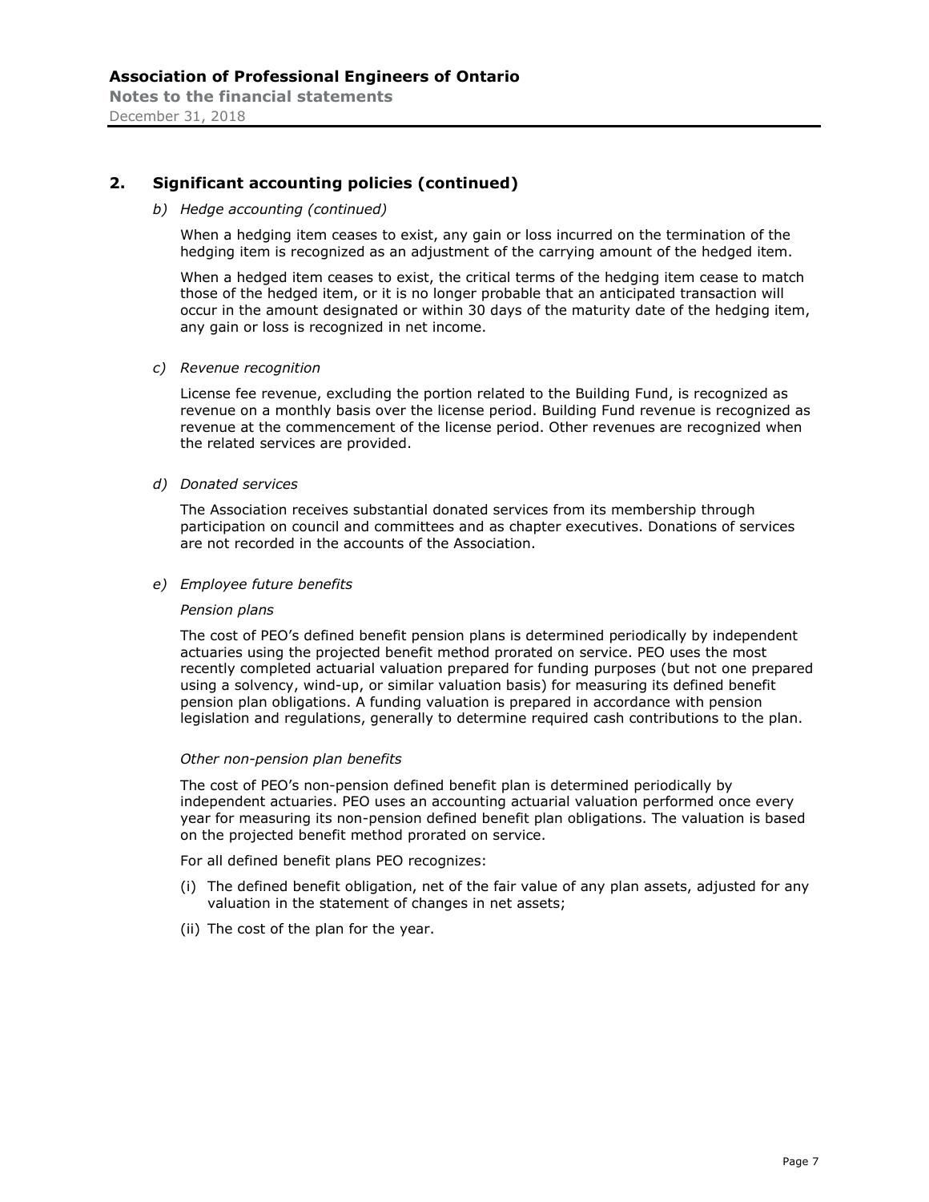## 2. Significant accounting policies (continued)

*b) Hedge accounting (continued)*

When a hedging item ceases to exist, any gain or loss incurred on the termination of the hedging item is recognized as an adjustment of the carrying amount of the hedged item.

When a hedged item ceases to exist, the critical terms of the hedging item cease to match those of the hedged item, or it is no longer probable that an anticipated transaction will occur in the amount designated or within 30 days of the maturity date of the hedging item, any gain or loss is recognized in net income.

*c) Revenue recognition*

License fee revenue, excluding the portion related to the Building Fund, is recognized as revenue on a monthly basis over the license period. Building Fund revenue is recognized as revenue at the commencement of the license period. Other revenues are recognized when the related services are provided.

*d) Donated services*

The Association receives substantial donated services from its membership through participation on council and committees and as chapter executives. Donations of services are not recorded in the accounts of the Association.

*e) Employee future benefits*

*Pension plans*

The cost of PEO's defined benefit pension plans is determined periodically by independent actuaries using the projected benefit method prorated on service. PEO uses the most recently completed actuarial valuation prepared for funding purposes (but not one prepared using a solvency, wind-up, or similar valuation basis) for measuring its defined benefit pension plan obligations. A funding valuation is prepared in accordance with pension legislation and regulations, generally to determine required cash contributions to the plan.

*Other non-pension plan benefits*

The cost of PEO's non-pension defined benefit plan is determined periodically by independent actuaries. PEO uses an accounting actuarial valuation performed once every year for measuring its non-pension defined benefit plan obligations. The valuation is based on the projected benefit method prorated on service.

For all defined benefit plans PEO recognizes:

(i) The defined benefit obligation, net of the fair value of any plan assets, adjusted for any valuation in the statement of changes in net assets;

(ii) The cost of the plan for the year.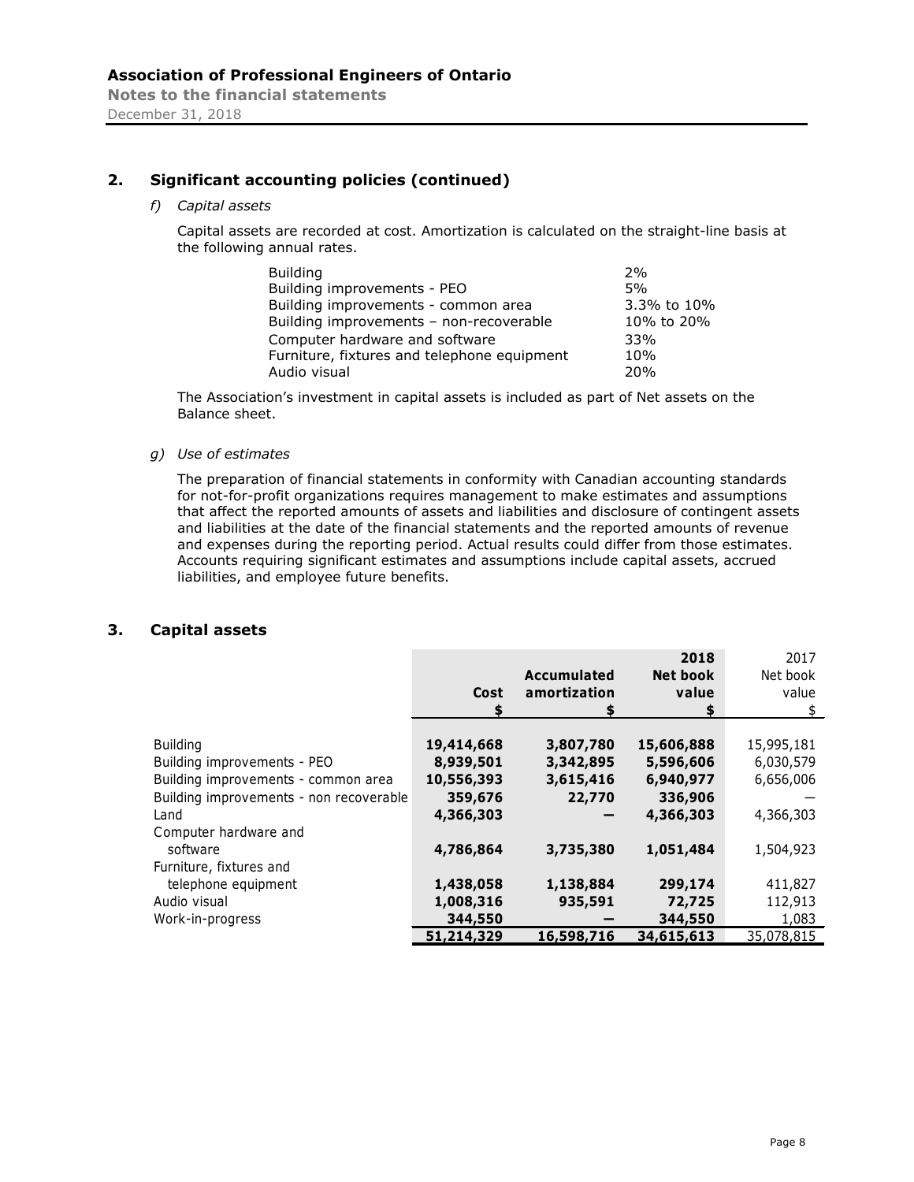## 2. Significant accounting policies (continued)

*f) Capital assets*

Capital assets are recorded at cost. Amortization is calculated on the straight-line basis at the following annual rates.

| | |
|---|---|
| Building | 2% |
| Building improvements - PEO | 5% |
| Building improvements - common area | 3.3% to 10% |
| Building improvements – non-recoverable | 10% to 20% |
| Computer hardware and software | 33% |
| Furniture, fixtures and telephone equipment | 10% |
| Audio visual | 20% |

The Association's investment in capital assets is included as part of Net assets on the Balance sheet.

*g) Use of estimates*

The preparation of financial statements in conformity with Canadian accounting standards for not-for-profit organizations requires management to make estimates and assumptions that affect the reported amounts of assets and liabilities and disclosure of contingent assets and liabilities at the date of the financial statements and the reported amounts of revenue and expenses during the reporting period. Actual results could differ from those estimates. Accounts requiring significant estimates and assumptions include capital assets, accrued liabilities, and employee future benefits.

## 3. Capital assets

| | Cost<br>$ | Accumulated amortization<br>$ | 2018<br>Net book value<br>$ | 2017<br>Net book value<br>$ |
|---|---|---|---|---|
| Building | **19,414,668** | **3,807,780** | **15,606,888** | 15,995,181 |
| Building improvements - PEO | **8,939,501** | **3,342,895** | **5,596,606** | 6,030,579 |
| Building improvements - common area | **10,556,393** | **3,615,416** | **6,940,977** | 6,656,006 |
| Building improvements - non recoverable | **359,676** | **22,770** | **336,906** | — |
| Land | **4,366,303** | **—** | **4,366,303** | 4,366,303 |
| Computer hardware and software | **4,786,864** | **3,735,380** | **1,051,484** | 1,504,923 |
| Furniture, fixtures and telephone equipment | **1,438,058** | **1,138,884** | **299,174** | 411,827 |
| Audio visual | **1,008,316** | **935,591** | **72,725** | 112,913 |
| Work-in-progress | **344,550** | **—** | **344,550** | 1,083 |
| | **51,214,329** | **16,598,716** | **34,615,613** | 35,078,815 |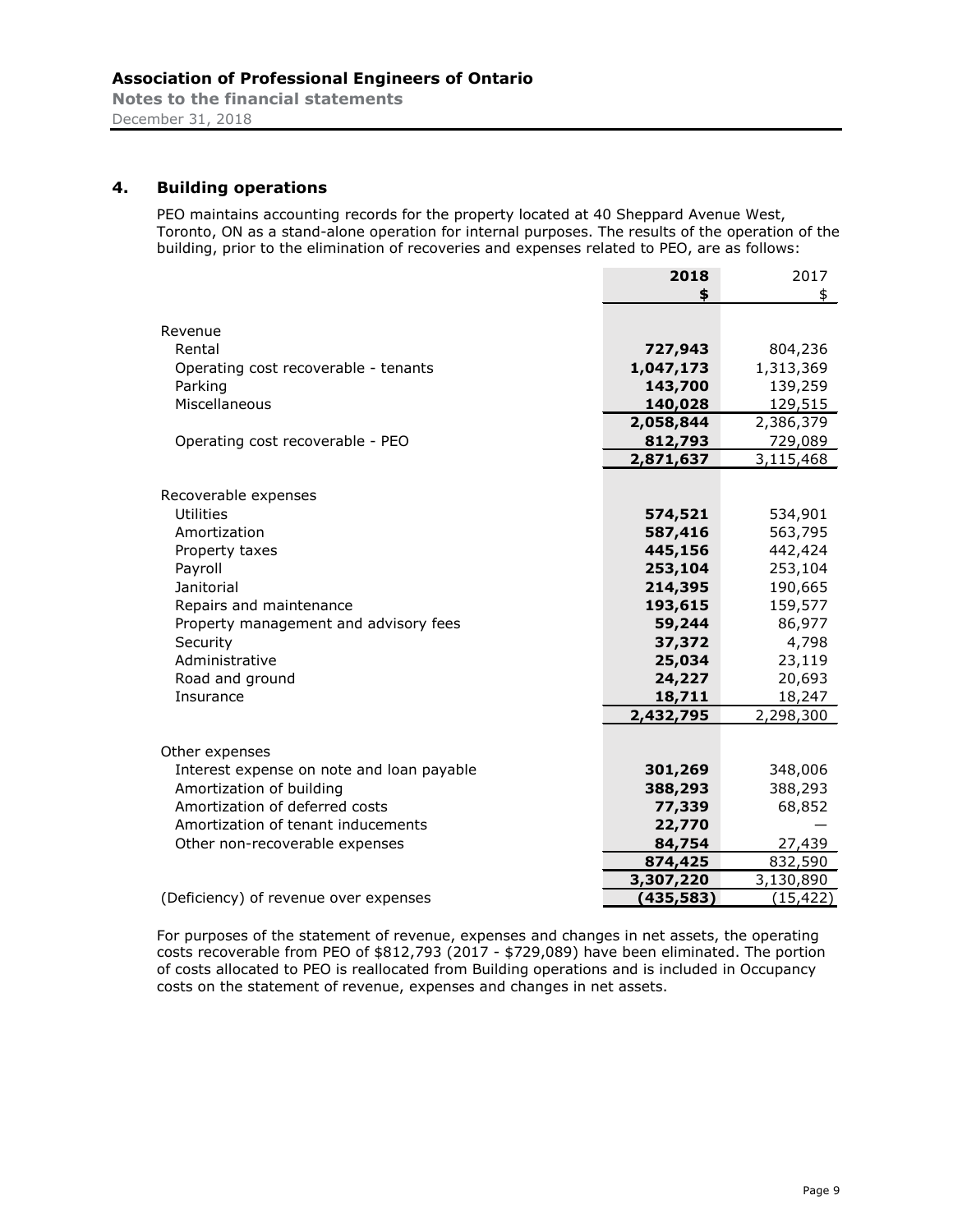## 4. Building operations

PEO maintains accounting records for the property located at 40 Sheppard Avenue West, Toronto, ON as a stand-alone operation for internal purposes. The results of the operation of the building, prior to the elimination of recoveries and expenses related to PEO, are as follows:

| | **2018** | 2017 |
|---|---|---|
| | **$** | $ |
| Revenue | | |
| Rental | **727,943** | 804,236 |
| Operating cost recoverable - tenants | **1,047,173** | 1,313,369 |
| Parking | **143,700** | 139,259 |
| Miscellaneous | **140,028** | 129,515 |
| | **2,058,844** | 2,386,379 |
| Operating cost recoverable - PEO | **812,793** | 729,089 |
| | **2,871,637** | 3,115,468 |
| Recoverable expenses | | |
| Utilities | **574,521** | 534,901 |
| Amortization | **587,416** | 563,795 |
| Property taxes | **445,156** | 442,424 |
| Payroll | **253,104** | 253,104 |
| Janitorial | **214,395** | 190,665 |
| Repairs and maintenance | **193,615** | 159,577 |
| Property management and advisory fees | **59,244** | 86,977 |
| Security | **37,372** | 4,798 |
| Administrative | **25,034** | 23,119 |
| Road and ground | **24,227** | 20,693 |
| Insurance | **18,711** | 18,247 |
| | **2,432,795** | 2,298,300 |
| Other expenses | | |
| Interest expense on note and loan payable | **301,269** | 348,006 |
| Amortization of building | **388,293** | 388,293 |
| Amortization of deferred costs | **77,339** | 68,852 |
| Amortization of tenant inducements | **22,770** | — |
| Other non-recoverable expenses | **84,754** | 27,439 |
| | **874,425** | 832,590 |
| | **3,307,220** | 3,130,890 |
| (Deficiency) of revenue over expenses | **(435,583)** | (15,422) |

For purposes of the statement of revenue, expenses and changes in net assets, the operating costs recoverable from PEO of $812,793 (2017 - $729,089) have been eliminated. The portion of costs allocated to PEO is reallocated from Building operations and is included in Occupancy costs on the statement of revenue, expenses and changes in net assets.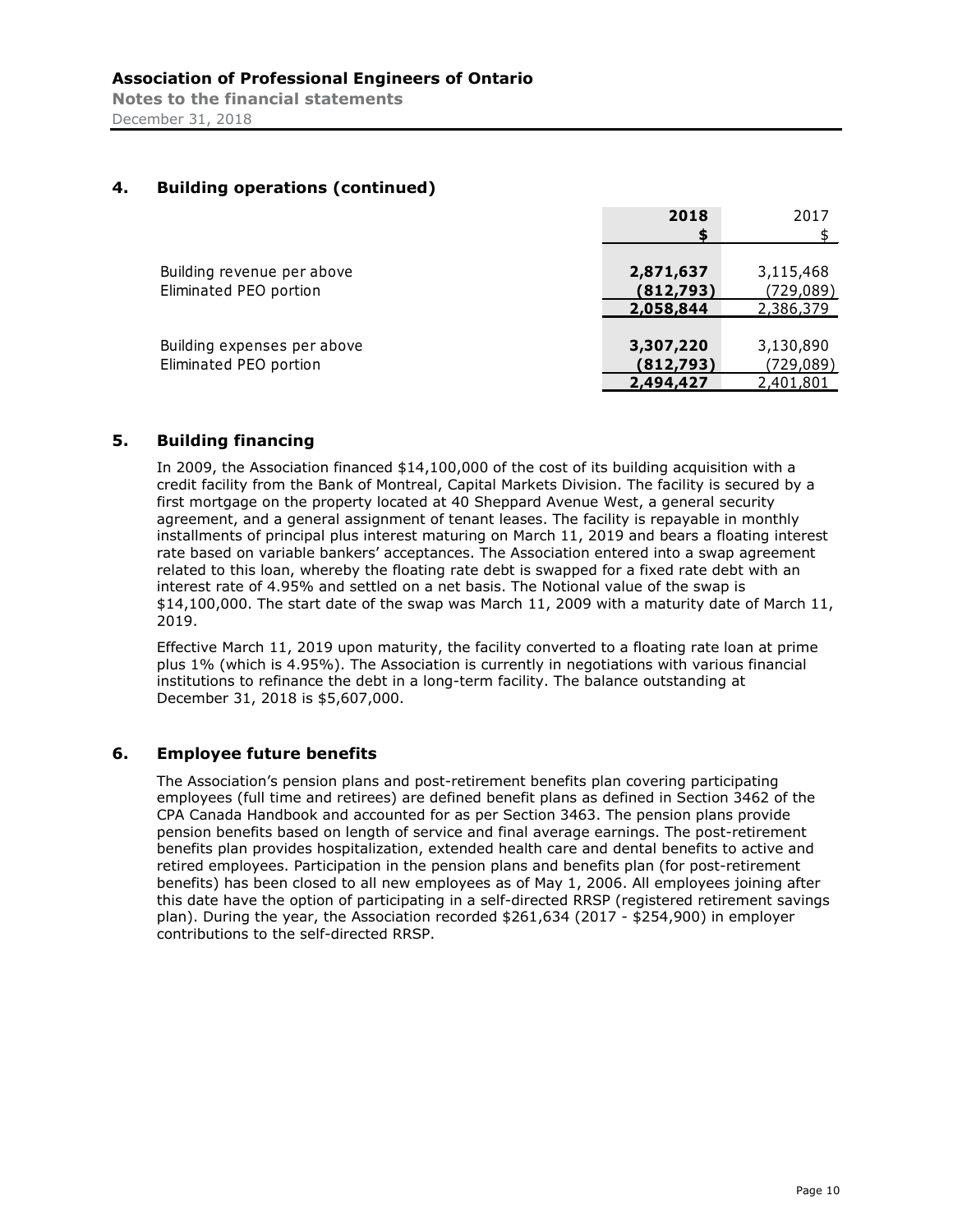## 4. Building operations (continued)

| | 2018 | 2017 |
|---|---|---|
| | **$** | $ |
| Building revenue per above | **2,871,637** | 3,115,468 |
| Eliminated PEO portion | **(812,793)** | (729,089) |
| | **2,058,844** | 2,386,379 |
| Building expenses per above | **3,307,220** | 3,130,890 |
| Eliminated PEO portion | **(812,793)** | (729,089) |
| | **2,494,427** | 2,401,801 |

## 5. Building financing

In 2009, the Association financed $14,100,000 of the cost of its building acquisition with a credit facility from the Bank of Montreal, Capital Markets Division. The facility is secured by a first mortgage on the property located at 40 Sheppard Avenue West, a general security agreement, and a general assignment of tenant leases. The facility is repayable in monthly installments of principal plus interest maturing on March 11, 2019 and bears a floating interest rate based on variable bankers' acceptances. The Association entered into a swap agreement related to this loan, whereby the floating rate debt is swapped for a fixed rate debt with an interest rate of 4.95% and settled on a net basis. The Notional value of the swap is $14,100,000. The start date of the swap was March 11, 2009 with a maturity date of March 11, 2019.

Effective March 11, 2019 upon maturity, the facility converted to a floating rate loan at prime plus 1% (which is 4.95%). The Association is currently in negotiations with various financial institutions to refinance the debt in a long-term facility. The balance outstanding at December 31, 2018 is $5,607,000.

## 6. Employee future benefits

The Association's pension plans and post-retirement benefits plan covering participating employees (full time and retirees) are defined benefit plans as defined in Section 3462 of the CPA Canada Handbook and accounted for as per Section 3463. The pension plans provide pension benefits based on length of service and final average earnings. The post-retirement benefits plan provides hospitalization, extended health care and dental benefits to active and retired employees. Participation in the pension plans and benefits plan (for post-retirement benefits) has been closed to all new employees as of May 1, 2006. All employees joining after this date have the option of participating in a self-directed RRSP (registered retirement savings plan). During the year, the Association recorded $261,634 (2017 - $254,900) in employer contributions to the self-directed RRSP.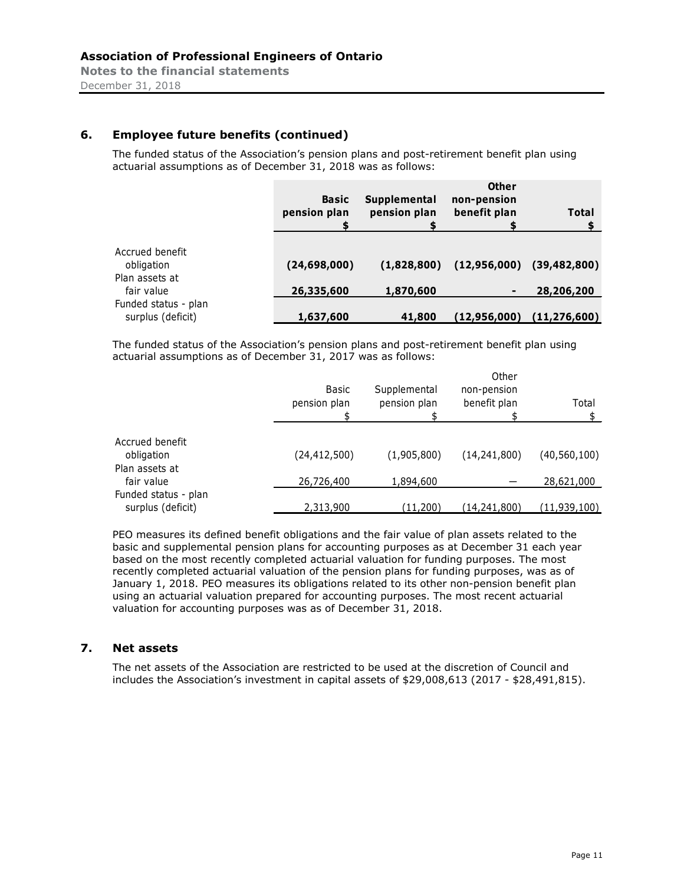## 6. Employee future benefits (continued)

The funded status of the Association's pension plans and post-retirement benefit plan using actuarial assumptions as of December 31, 2018 was as follows:

| | **Basic pension plan** | **Supplemental pension plan** | **Other non-pension benefit plan** | **Total** |
|---|---|---|---|---|
| | **$** | **$** | **$** | **$** |
| Accrued benefit obligation | **(24,698,000)** | **(1,828,800)** | **(12,956,000)** | **(39,482,800)** |
| Plan assets at fair value | **26,335,600** | **1,870,600** | **-** | **28,206,200** |
| Funded status - plan surplus (deficit) | **1,637,600** | **41,800** | **(12,956,000)** | **(11,276,600)** |

The funded status of the Association's pension plans and post-retirement benefit plan using actuarial assumptions as of December 31, 2017 was as follows:

| | Basic pension plan | Supplemental pension plan | Other non-pension benefit plan | Total |
|---|---|---|---|---|
| | $ | $ | $ | $ |
| Accrued benefit obligation | (24,412,500) | (1,905,800) | (14,241,800) | (40,560,100) |
| Plan assets at fair value | 26,726,400 | 1,894,600 | — | 28,621,000 |
| Funded status - plan surplus (deficit) | 2,313,900 | (11,200) | (14,241,800) | (11,939,100) |

PEO measures its defined benefit obligations and the fair value of plan assets related to the basic and supplemental pension plans for accounting purposes as at December 31 each year based on the most recently completed actuarial valuation for funding purposes. The most recently completed actuarial valuation of the pension plans for funding purposes, was as of January 1, 2018. PEO measures its obligations related to its other non-pension benefit plan using an actuarial valuation prepared for accounting purposes. The most recent actuarial valuation for accounting purposes was as of December 31, 2018.

## 7. Net assets

The net assets of the Association are restricted to be used at the discretion of Council and includes the Association's investment in capital assets of $29,008,613 (2017 - $28,491,815).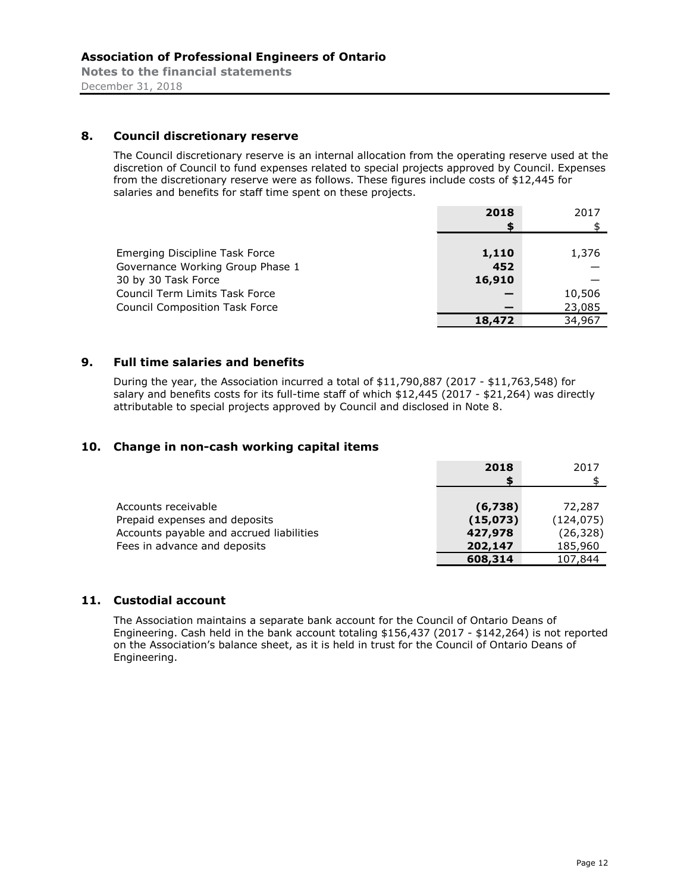# Association of Professional Engineers of Ontario

**Notes to the financial statements**

December 31, 2018

## 8. Council discretionary reserve

The Council discretionary reserve is an internal allocation from the operating reserve used at the discretion of Council to fund expenses related to special projects approved by Council. Expenses from the discretionary reserve were as follows. These figures include costs of $12,445 for salaries and benefits for staff time spent on these projects.

| | **2018** | 2017 |
|---|---|---|
| | **$** | $ |
| Emerging Discipline Task Force | **1,110** | 1,376 |
| Governance Working Group Phase 1 | **452** | — |
| 30 by 30 Task Force | **16,910** | — |
| Council Term Limits Task Force | **—** | 10,506 |
| Council Composition Task Force | **—** | 23,085 |
| | **18,472** | 34,967 |

## 9. Full time salaries and benefits

During the year, the Association incurred a total of $11,790,887 (2017 - $11,763,548) for salary and benefits costs for its full-time staff of which $12,445 (2017 - $21,264) was directly attributable to special projects approved by Council and disclosed in Note 8.

## 10. Change in non-cash working capital items

| | **2018** | 2017 |
|---|---|---|
| | **$** | $ |
| Accounts receivable | **(6,738)** | 72,287 |
| Prepaid expenses and deposits | **(15,073)** | (124,075) |
| Accounts payable and accrued liabilities | **427,978** | (26,328) |
| Fees in advance and deposits | **202,147** | 185,960 |
| | **608,314** | 107,844 |

## 11. Custodial account

The Association maintains a separate bank account for the Council of Ontario Deans of Engineering. Cash held in the bank account totaling $156,437 (2017 - $142,264) is not reported on the Association's balance sheet, as it is held in trust for the Council of Ontario Deans of Engineering.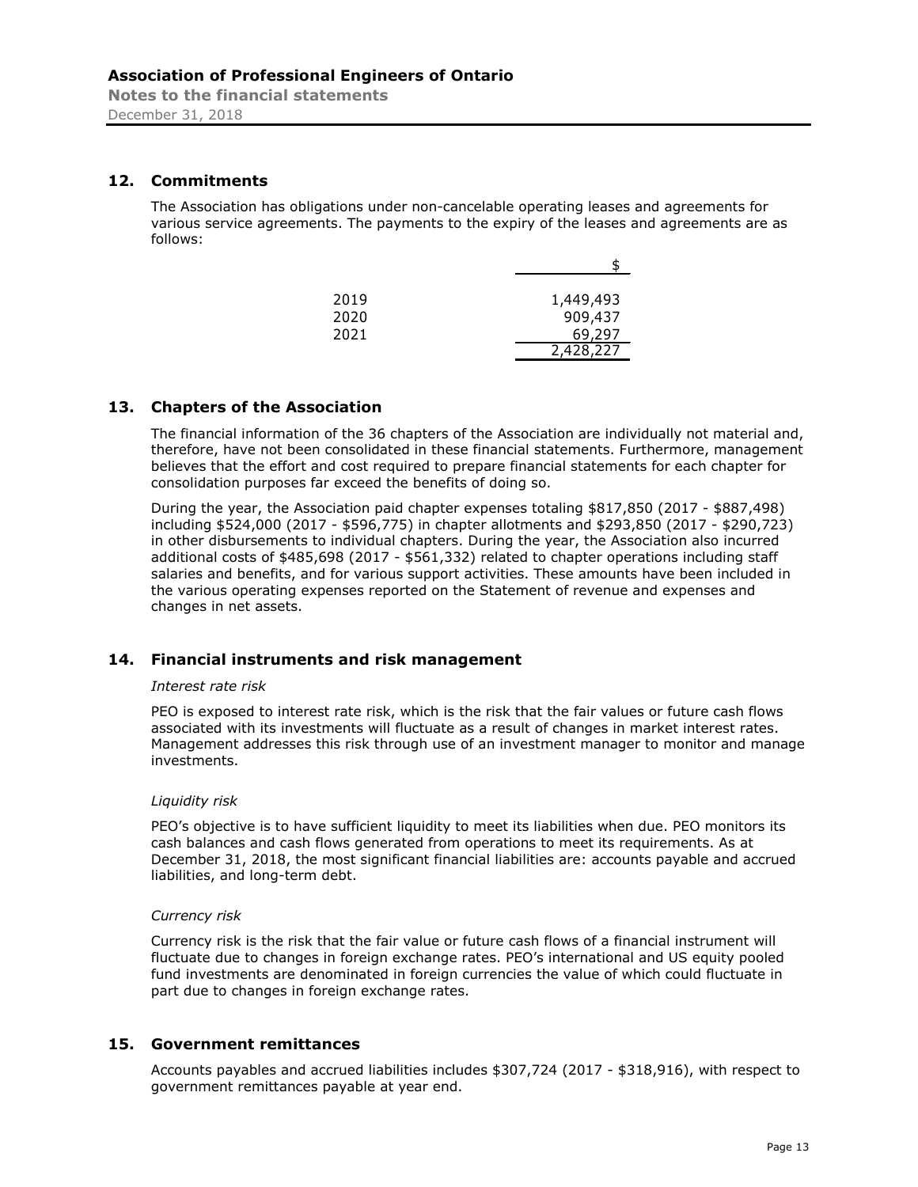## 12. Commitments

The Association has obligations under non-cancelable operating leases and agreements for various service agreements. The payments to the expiry of the leases and agreements are as follows:

| | $ |
|---|---|
| 2019 | 1,449,493 |
| 2020 | 909,437 |
| 2021 | 69,297 |
| | 2,428,227 |

## 13. Chapters of the Association

The financial information of the 36 chapters of the Association are individually not material and, therefore, have not been consolidated in these financial statements. Furthermore, management believes that the effort and cost required to prepare financial statements for each chapter for consolidation purposes far exceed the benefits of doing so.

During the year, the Association paid chapter expenses totaling $817,850 (2017 - $887,498) including $524,000 (2017 - $596,775) in chapter allotments and $293,850 (2017 - $290,723) in other disbursements to individual chapters. During the year, the Association also incurred additional costs of $485,698 (2017 - $561,332) related to chapter operations including staff salaries and benefits, and for various support activities. These amounts have been included in the various operating expenses reported on the Statement of revenue and expenses and changes in net assets.

## 14. Financial instruments and risk management

*Interest rate risk*

PEO is exposed to interest rate risk, which is the risk that the fair values or future cash flows associated with its investments will fluctuate as a result of changes in market interest rates. Management addresses this risk through use of an investment manager to monitor and manage investments.

*Liquidity risk*

PEO's objective is to have sufficient liquidity to meet its liabilities when due. PEO monitors its cash balances and cash flows generated from operations to meet its requirements. As at December 31, 2018, the most significant financial liabilities are: accounts payable and accrued liabilities, and long-term debt.

*Currency risk*

Currency risk is the risk that the fair value or future cash flows of a financial instrument will fluctuate due to changes in foreign exchange rates. PEO's international and US equity pooled fund investments are denominated in foreign currencies the value of which could fluctuate in part due to changes in foreign exchange rates.

## 15. Government remittances

Accounts payables and accrued liabilities includes $307,724 (2017 - $318,916), with respect to government remittances payable at year end.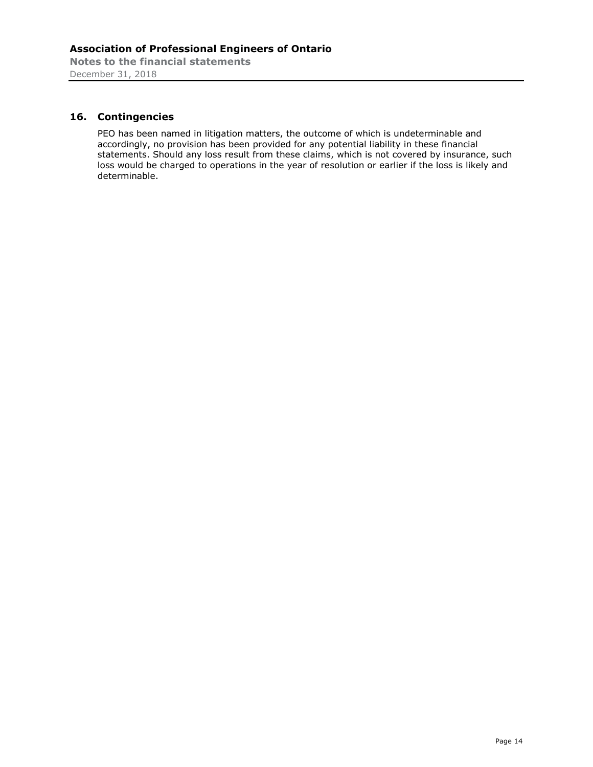## 16. Contingencies

PEO has been named in litigation matters, the outcome of which is undeterminable and accordingly, no provision has been provided for any potential liability in these financial statements. Should any loss result from these claims, which is not covered by insurance, such loss would be charged to operations in the year of resolution or earlier if the loss is likely and determinable.